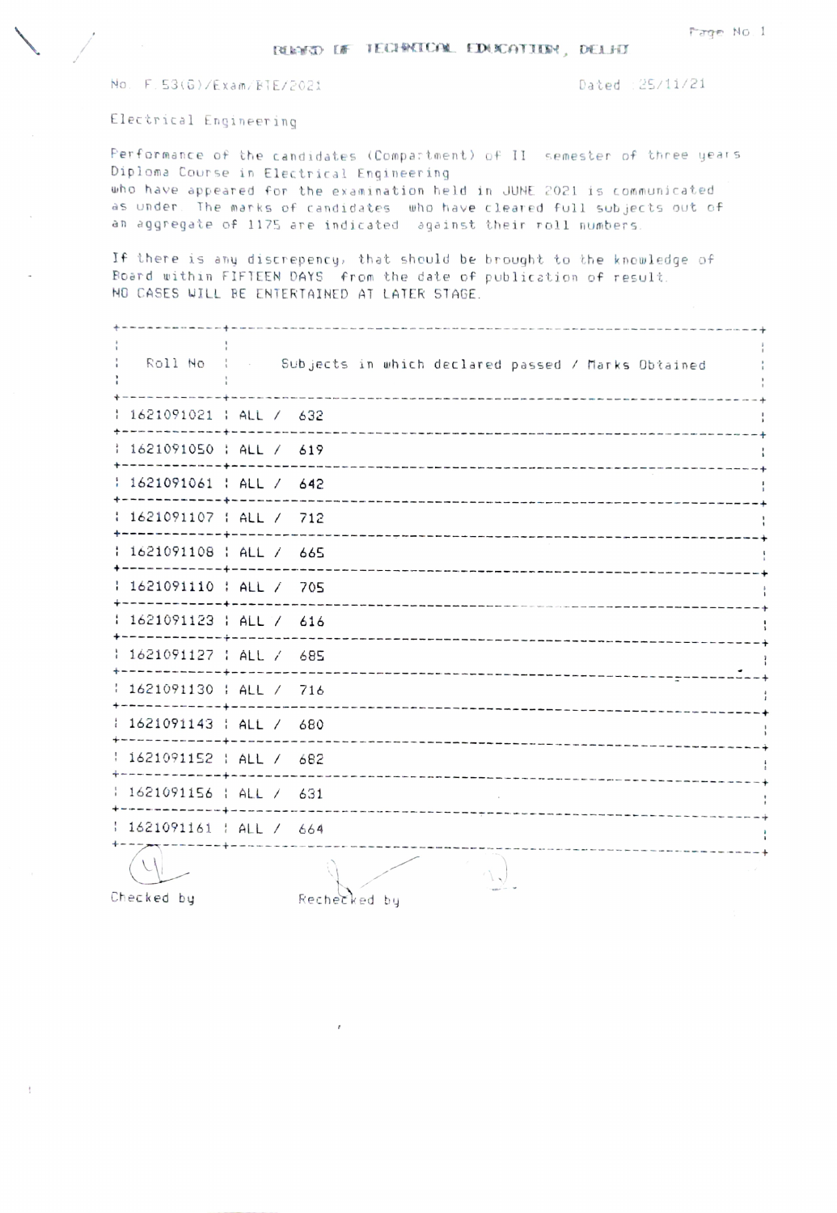# BOARD OF TECHNICAL EDUCATION, DELHI

No. F.53(G)/Exam/BTE/2021 Dated 25/11/21

Electrical Engineering

Performance of the candidates (Compartment) of II semester of three years Diploma Course in Electrical Engineering who have appeared for the examination held in JUNE 2021 is communicated as under. The marks of candidates who have cleared full subjects out of an aggregate of 1175 are indicated against their roll numbers.

If there is any discrepency, that should be brought to the knowledge of Board within FIFTEEN DAYS from the date of publication of result. NO CASES WILL BE ENTERTAINED AT LATER STAGE.

| Roll No | Subjects in which declared passed / Marks Obtained |
|---|---|
| 1621091021 | ALL / 632 |
| 1621091050 | ALL / 619 |
| 1621091061 | ALL / 642 |
| 1621091107 | ALL / 712 |
| 1621091108 | ALL / 665 |
| 1621091110 | ALL / 705 |
| 1621091123 | ALL / 616 |
| 1621091127 | ALL / 685 |
| 1621091130 | ALL / 716 |
| 1621091143 | ALL / 680 |
| 1621091152 | ALL / 682 |
| 1621091156 | ALL / 631 |
| 1621091161 | ALL / 664 |

Checked by Rechecked by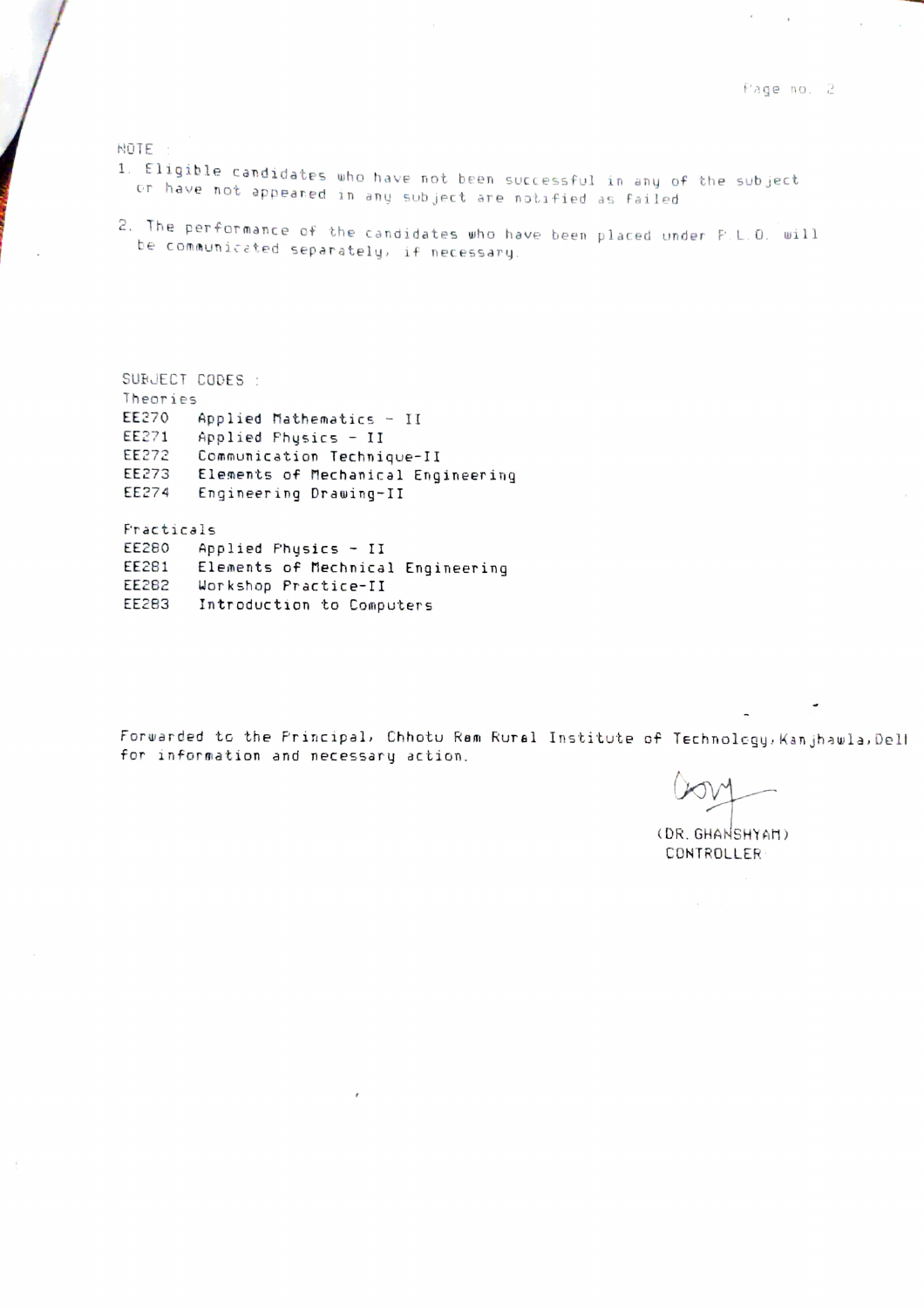NOTE :

1. Eligible candidates who have not been successful in any of the subject or have not appeared in any subject are notified as failed
2. The performance of the candidates who have been placed under R.L.O. will be communicated separately, if necessary.

SUBJECT CODES :

Theories

| | |
|---|---|
| EE270 | Applied Mathematics - II |
| EE271 | Applied Physics - II |
| EE272 | Communication Technique-II |
| EE273 | Elements of Mechanical Engineering |
| EE274 | Engineering Drawing-II |

Practicals

| | |
|---|---|
| EE280 | Applied Physics - II |
| EE281 | Elements of Mechnical Engineering |
| EE282 | Workshop Practice-II |
| EE283 | Introduction to Computers |

Forwarded to the Principal, Chhotu Ram Rural Institute of Technology,Kanjhawla,Dell for information and necessary action.

(DR. GHANSHYAM)
CONTROLLER